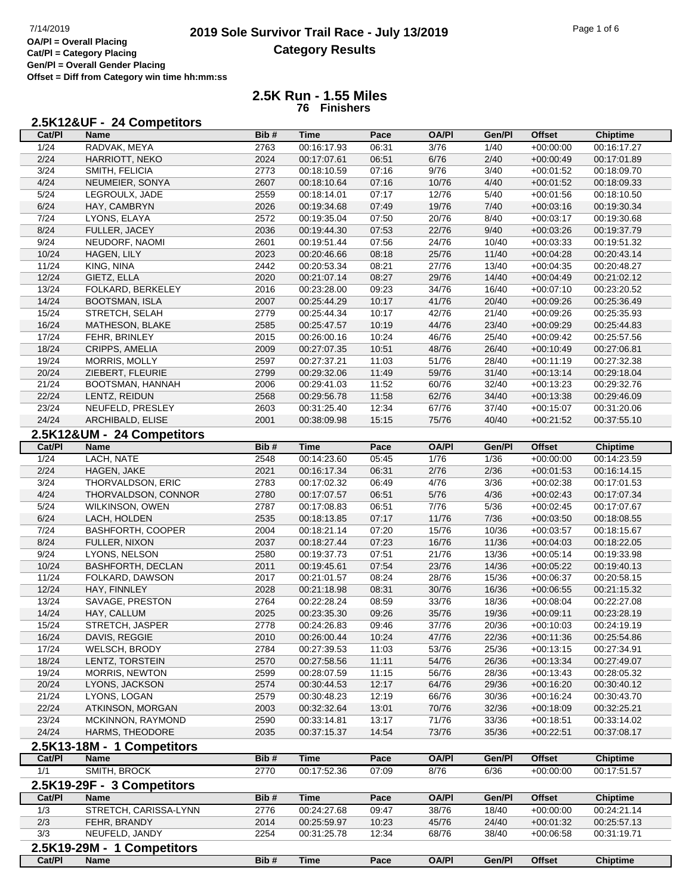OA/Pl = Overall Placing
Cat/Pl = Category Placing
Gen/Pl = Overall Gender Placing
Offset = Diff from Category win time hh:mm:ss

# 2019 Sole Survivor Trail Race - July 13/2019

## Category Results

### 2.5K Run - 1.55 Miles

**76 Finishers**

#### 2.5K12&UF - 24 Competitors

| Cat/Pl | Name | Bib # | Time | Pace | OA/Pl | Gen/Pl | Offset | Chiptime |
|---|---|---|---|---|---|---|---|---|
| 1/24 | RADVAK, MEYA | 2763 | 00:16:17.93 | 06:31 | 3/76 | 1/40 | +00:00:00 | 00:16:17.27 |
| 2/24 | HARRIOTT, NEKO | 2024 | 00:17:07.61 | 06:51 | 6/76 | 2/40 | +00:00:49 | 00:17:01.89 |
| 3/24 | SMITH, FELICIA | 2773 | 00:18:10.59 | 07:16 | 9/76 | 3/40 | +00:01:52 | 00:18:09.70 |
| 4/24 | NEUMEIER, SONYA | 2607 | 00:18:10.64 | 07:16 | 10/76 | 4/40 | +00:01:52 | 00:18:09.33 |
| 5/24 | LEGROULX, JADE | 2559 | 00:18:14.01 | 07:17 | 12/76 | 5/40 | +00:01:56 | 00:18:10.50 |
| 6/24 | HAY, CAMBRYN | 2026 | 00:19:34.68 | 07:49 | 19/76 | 7/40 | +00:03:16 | 00:19:30.34 |
| 7/24 | LYONS, ELAYA | 2572 | 00:19:35.04 | 07:50 | 20/76 | 8/40 | +00:03:17 | 00:19:30.68 |
| 8/24 | FULLER, JACEY | 2036 | 00:19:44.30 | 07:53 | 22/76 | 9/40 | +00:03:26 | 00:19:37.79 |
| 9/24 | NEUDORF, NAOMI | 2601 | 00:19:51.44 | 07:56 | 24/76 | 10/40 | +00:03:33 | 00:19:51.32 |
| 10/24 | HAGEN, LILY | 2023 | 00:20:46.66 | 08:18 | 25/76 | 11/40 | +00:04:28 | 00:20:43.14 |
| 11/24 | KING, NINA | 2442 | 00:20:53.34 | 08:21 | 27/76 | 13/40 | +00:04:35 | 00:20:48.27 |
| 12/24 | GIETZ, ELLA | 2020 | 00:21:07.14 | 08:27 | 29/76 | 14/40 | +00:04:49 | 00:21:02.12 |
| 13/24 | FOLKARD, BERKELEY | 2016 | 00:23:28.00 | 09:23 | 34/76 | 16/40 | +00:07:10 | 00:23:20.52 |
| 14/24 | BOOTSMAN, ISLA | 2007 | 00:25:44.29 | 10:17 | 41/76 | 20/40 | +00:09:26 | 00:25:36.49 |
| 15/24 | STRETCH, SELAH | 2779 | 00:25:44.34 | 10:17 | 42/76 | 21/40 | +00:09:26 | 00:25:35.93 |
| 16/24 | MATHESON, BLAKE | 2585 | 00:25:47.57 | 10:19 | 44/76 | 23/40 | +00:09:29 | 00:25:44.83 |
| 17/24 | FEHR, BRINLEY | 2015 | 00:26:00.16 | 10:24 | 46/76 | 25/40 | +00:09:42 | 00:25:57.56 |
| 18/24 | CRIPPS, AMELIA | 2009 | 00:27:07.35 | 10:51 | 48/76 | 26/40 | +00:10:49 | 00:27:06.81 |
| 19/24 | MORRIS, MOLLY | 2597 | 00:27:37.21 | 11:03 | 51/76 | 28/40 | +00:11:19 | 00:27:32.38 |
| 20/24 | ZIEBERT, FLEURIE | 2799 | 00:29:32.06 | 11:49 | 59/76 | 31/40 | +00:13:14 | 00:29:18.04 |
| 21/24 | BOOTSMAN, HANNAH | 2006 | 00:29:41.03 | 11:52 | 60/76 | 32/40 | +00:13:23 | 00:29:32.76 |
| 22/24 | LENTZ, REIDUN | 2568 | 00:29:56.78 | 11:58 | 62/76 | 34/40 | +00:13:38 | 00:29:46.09 |
| 23/24 | NEUFELD, PRESLEY | 2603 | 00:31:25.40 | 12:34 | 67/76 | 37/40 | +00:15:07 | 00:31:20.06 |
| 24/24 | ARCHIBALD, ELISE | 2001 | 00:38:09.98 | 15:15 | 75/76 | 40/40 | +00:21:52 | 00:37:55.10 |

#### 2.5K12&UM - 24 Competitors

| Cat/Pl | Name | Bib # | Time | Pace | OA/Pl | Gen/Pl | Offset | Chiptime |
|---|---|---|---|---|---|---|---|---|
| 1/24 | LACH, NATE | 2548 | 00:14:23.60 | 05:45 | 1/76 | 1/36 | +00:00:00 | 00:14:23.59 |
| 2/24 | HAGEN, JAKE | 2021 | 00:16:17.34 | 06:31 | 2/76 | 2/36 | +00:01:53 | 00:16:14.15 |
| 3/24 | THORVALDSON, ERIC | 2783 | 00:17:02.32 | 06:49 | 4/76 | 3/36 | +00:02:38 | 00:17:01.53 |
| 4/24 | THORVALDSON, CONNOR | 2780 | 00:17:07.57 | 06:51 | 5/76 | 4/36 | +00:02:43 | 00:17:07.34 |
| 5/24 | WILKINSON, OWEN | 2787 | 00:17:08.83 | 06:51 | 7/76 | 5/36 | +00:02:45 | 00:17:07.67 |
| 6/24 | LACH, HOLDEN | 2535 | 00:18:13.85 | 07:17 | 11/76 | 7/36 | +00:03:50 | 00:18:08.55 |
| 7/24 | BASHFORTH, COOPER | 2004 | 00:18:21.14 | 07:20 | 15/76 | 10/36 | +00:03:57 | 00:18:15.67 |
| 8/24 | FULLER, NIXON | 2037 | 00:18:27.44 | 07:23 | 16/76 | 11/36 | +00:04:03 | 00:18:22.05 |
| 9/24 | LYONS, NELSON | 2580 | 00:19:37.73 | 07:51 | 21/76 | 13/36 | +00:05:14 | 00:19:33.98 |
| 10/24 | BASHFORTH, DECLAN | 2011 | 00:19:45.61 | 07:54 | 23/76 | 14/36 | +00:05:22 | 00:19:40.13 |
| 11/24 | FOLKARD, DAWSON | 2017 | 00:21:01.57 | 08:24 | 28/76 | 15/36 | +00:06:37 | 00:20:58.15 |
| 12/24 | HAY, FINNLEY | 2028 | 00:21:18.98 | 08:31 | 30/76 | 16/36 | +00:06:55 | 00:21:15.32 |
| 13/24 | SAVAGE, PRESTON | 2764 | 00:22:28.24 | 08:59 | 33/76 | 18/36 | +00:08:04 | 00:22:27.08 |
| 14/24 | HAY, CALLUM | 2025 | 00:23:35.30 | 09:26 | 35/76 | 19/36 | +00:09:11 | 00:23:28.19 |
| 15/24 | STRETCH, JASPER | 2778 | 00:24:26.83 | 09:46 | 37/76 | 20/36 | +00:10:03 | 00:24:19.19 |
| 16/24 | DAVIS, REGGIE | 2010 | 00:26:00.44 | 10:24 | 47/76 | 22/36 | +00:11:36 | 00:25:54.86 |
| 17/24 | WELSCH, BRODY | 2784 | 00:27:39.53 | 11:03 | 53/76 | 25/36 | +00:13:15 | 00:27:34.91 |
| 18/24 | LENTZ, TORSTEIN | 2570 | 00:27:58.56 | 11:11 | 54/76 | 26/36 | +00:13:34 | 00:27:49.07 |
| 19/24 | MORRIS, NEWTON | 2599 | 00:28:07.59 | 11:15 | 56/76 | 28/36 | +00:13:43 | 00:28:05.32 |
| 20/24 | LYONS, JACKSON | 2574 | 00:30:44.53 | 12:17 | 64/76 | 29/36 | +00:16:20 | 00:30:40.12 |
| 21/24 | LYONS, LOGAN | 2579 | 00:30:48.23 | 12:19 | 66/76 | 30/36 | +00:16:24 | 00:30:43.70 |
| 22/24 | ATKINSON, MORGAN | 2003 | 00:32:32.64 | 13:01 | 70/76 | 32/36 | +00:18:09 | 00:32:25.21 |
| 23/24 | MCKINNON, RAYMOND | 2590 | 00:33:14.81 | 13:17 | 71/76 | 33/36 | +00:18:51 | 00:33:14.02 |
| 24/24 | HARMS, THEODORE | 2035 | 00:37:15.37 | 14:54 | 73/76 | 35/36 | +00:22:51 | 00:37:08.17 |

#### 2.5K13-18M - 1 Competitors

| Cat/Pl | Name | Bib # | Time | Pace | OA/Pl | Gen/Pl | Offset | Chiptime |
|---|---|---|---|---|---|---|---|---|
| 1/1 | SMITH, BROCK | 2770 | 00:17:52.36 | 07:09 | 8/76 | 6/36 | +00:00:00 | 00:17:51.57 |

#### 2.5K19-29F - 3 Competitors

| Cat/Pl | Name | Bib # | Time | Pace | OA/Pl | Gen/Pl | Offset | Chiptime |
|---|---|---|---|---|---|---|---|---|
| 1/3 | STRETCH, CARISSA-LYNN | 2776 | 00:24:27.68 | 09:47 | 38/76 | 18/40 | +00:00:00 | 00:24:21.14 |
| 2/3 | FEHR, BRANDY | 2014 | 00:25:59.97 | 10:23 | 45/76 | 24/40 | +00:01:32 | 00:25:57.13 |
| 3/3 | NEUFELD, JANDY | 2254 | 00:31:25.78 | 12:34 | 68/76 | 38/40 | +00:06:58 | 00:31:19.71 |

#### 2.5K19-29M - 1 Competitors

| Cat/Pl | Name | Bib # | Time | Pace | OA/Pl | Gen/Pl | Offset | Chiptime |
|---|---|---|---|---|---|---|---|---|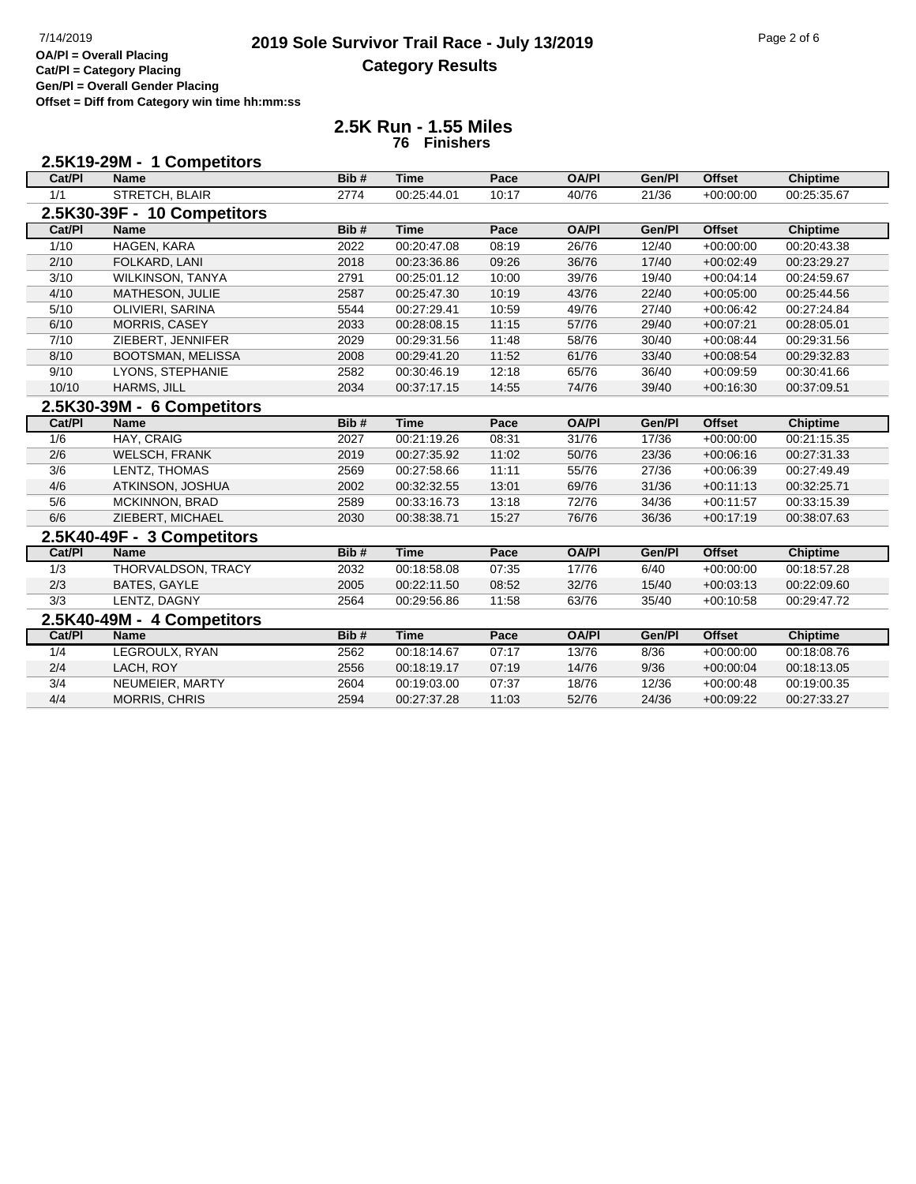# 2019 Sole Survivor Trail Race - July 13/2019

## Category Results

**OA/Pl = Overall Placing**
**Cat/Pl = Category Placing**
**Gen/Pl = Overall Gender Placing**
**Offset = Diff from Category win time hh:mm:ss**

## 2.5K Run - 1.55 Miles

**76 Finishers**

### 2.5K19-29M - 1 Competitors

| Cat/Pl | Name | Bib # | Time | Pace | OA/Pl | Gen/Pl | Offset | Chiptime |
|---|---|---|---|---|---|---|---|---|
| 1/1 | STRETCH, BLAIR | 2774 | 00:25:44.01 | 10:17 | 40/76 | 21/36 | +00:00:00 | 00:25:35.67 |

### 2.5K30-39F - 10 Competitors

| Cat/Pl | Name | Bib # | Time | Pace | OA/Pl | Gen/Pl | Offset | Chiptime |
|---|---|---|---|---|---|---|---|---|
| 1/10 | HAGEN, KARA | 2022 | 00:20:47.08 | 08:19 | 26/76 | 12/40 | +00:00:00 | 00:20:43.38 |
| 2/10 | FOLKARD, LANI | 2018 | 00:23:36.86 | 09:26 | 36/76 | 17/40 | +00:02:49 | 00:23:29.27 |
| 3/10 | WILKINSON, TANYA | 2791 | 00:25:01.12 | 10:00 | 39/76 | 19/40 | +00:04:14 | 00:24:59.67 |
| 4/10 | MATHESON, JULIE | 2587 | 00:25:47.30 | 10:19 | 43/76 | 22/40 | +00:05:00 | 00:25:44.56 |
| 5/10 | OLIVIERI, SARINA | 5544 | 00:27:29.41 | 10:59 | 49/76 | 27/40 | +00:06:42 | 00:27:24.84 |
| 6/10 | MORRIS, CASEY | 2033 | 00:28:08.15 | 11:15 | 57/76 | 29/40 | +00:07:21 | 00:28:05.01 |
| 7/10 | ZIEBERT, JENNIFER | 2029 | 00:29:31.56 | 11:48 | 58/76 | 30/40 | +00:08:44 | 00:29:31.56 |
| 8/10 | BOOTSMAN, MELISSA | 2008 | 00:29:41.20 | 11:52 | 61/76 | 33/40 | +00:08:54 | 00:29:32.83 |
| 9/10 | LYONS, STEPHANIE | 2582 | 00:30:46.19 | 12:18 | 65/76 | 36/40 | +00:09:59 | 00:30:41.66 |
| 10/10 | HARMS, JILL | 2034 | 00:37:17.15 | 14:55 | 74/76 | 39/40 | +00:16:30 | 00:37:09.51 |

### 2.5K30-39M - 6 Competitors

| Cat/Pl | Name | Bib # | Time | Pace | OA/Pl | Gen/Pl | Offset | Chiptime |
|---|---|---|---|---|---|---|---|---|
| 1/6 | HAY, CRAIG | 2027 | 00:21:19.26 | 08:31 | 31/76 | 17/36 | +00:00:00 | 00:21:15.35 |
| 2/6 | WELSCH, FRANK | 2019 | 00:27:35.92 | 11:02 | 50/76 | 23/36 | +00:06:16 | 00:27:31.33 |
| 3/6 | LENTZ, THOMAS | 2569 | 00:27:58.66 | 11:11 | 55/76 | 27/36 | +00:06:39 | 00:27:49.49 |
| 4/6 | ATKINSON, JOSHUA | 2002 | 00:32:32.55 | 13:01 | 69/76 | 31/36 | +00:11:13 | 00:32:25.71 |
| 5/6 | MCKINNON, BRAD | 2589 | 00:33:16.73 | 13:18 | 72/76 | 34/36 | +00:11:57 | 00:33:15.39 |
| 6/6 | ZIEBERT, MICHAEL | 2030 | 00:38:38.71 | 15:27 | 76/76 | 36/36 | +00:17:19 | 00:38:07.63 |

### 2.5K40-49F - 3 Competitors

| Cat/Pl | Name | Bib # | Time | Pace | OA/Pl | Gen/Pl | Offset | Chiptime |
|---|---|---|---|---|---|---|---|---|
| 1/3 | THORVALDSON, TRACY | 2032 | 00:18:58.08 | 07:35 | 17/76 | 6/40 | +00:00:00 | 00:18:57.28 |
| 2/3 | BATES, GAYLE | 2005 | 00:22:11.50 | 08:52 | 32/76 | 15/40 | +00:03:13 | 00:22:09.60 |
| 3/3 | LENTZ, DAGNY | 2564 | 00:29:56.86 | 11:58 | 63/76 | 35/40 | +00:10:58 | 00:29:47.72 |

### 2.5K40-49M - 4 Competitors

| Cat/Pl | Name | Bib # | Time | Pace | OA/Pl | Gen/Pl | Offset | Chiptime |
|---|---|---|---|---|---|---|---|---|
| 1/4 | LEGROULX, RYAN | 2562 | 00:18:14.67 | 07:17 | 13/76 | 8/36 | +00:00:00 | 00:18:08.76 |
| 2/4 | LACH, ROY | 2556 | 00:18:19.17 | 07:19 | 14/76 | 9/36 | +00:00:04 | 00:18:13.05 |
| 3/4 | NEUMEIER, MARTY | 2604 | 00:19:03.00 | 07:37 | 18/76 | 12/36 | +00:00:48 | 00:19:00.35 |
| 4/4 | MORRIS, CHRIS | 2594 | 00:27:37.28 | 11:03 | 52/76 | 24/36 | +00:09:22 | 00:27:33.27 |